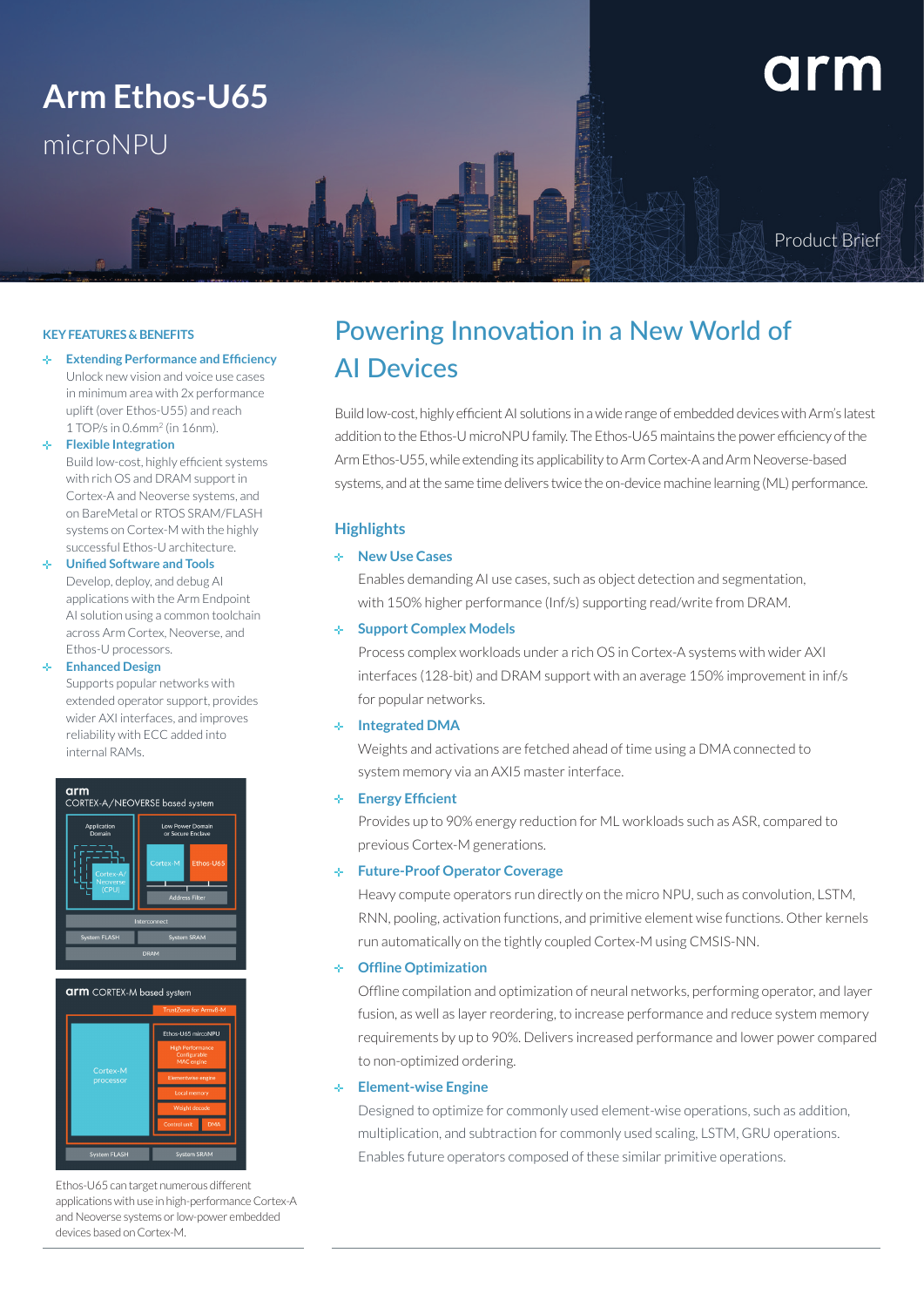# Arm Ethos-U65

## microNPU

Product Brief

### KEY FEATURES & BENEFITS

- **Extending Performance and Efficiency**
  Unlock new vision and voice use cases in minimum area with 2x performance uplift (over Ethos-U55) and reach 1 TOP/s in 0.6mm$^2$ (in 16nm).
- **Flexible Integration**
  Build low-cost, highly efficient systems with rich OS and DRAM support in Cortex-A and Neoverse systems, and on BareMetal or RTOS SRAM/FLASH systems on Cortex-M with the highly successful Ethos-U architecture.
- **Unified Software and Tools**
  Develop, deploy, and debug AI applications with the Arm Endpoint AI solution using a common toolchain across Arm Cortex, Neoverse, and Ethos-U processors.
- **Enhanced Design**
  Supports popular networks with extended operator support, provides wider AXI interfaces, and improves reliability with ECC added into internal RAMs.

Ethos-U65 can target numerous different applications with use in high-performance Cortex-A and Neoverse systems or low-power embedded devices based on Cortex-M.

## Powering Innovation in a New World of AI Devices

Build low-cost, highly efficient AI solutions in a wide range of embedded devices with Arm's latest addition to the Ethos-U microNPU family. The Ethos-U65 maintains the power efficiency of the Arm Ethos-U55, while extending its applicability to Arm Cortex-A and Arm Neoverse-based systems, and at the same time delivers twice the on-device machine learning (ML) performance.

### Highlights

- **New Use Cases**
  Enables demanding AI use cases, such as object detection and segmentation, with 150% higher performance (Inf/s) supporting read/write from DRAM.
- **Support Complex Models**
  Process complex workloads under a rich OS in Cortex-A systems with wider AXI interfaces (128-bit) and DRAM support with an average 150% improvement in inf/s for popular networks.
- **Integrated DMA**
  Weights and activations are fetched ahead of time using a DMA connected to system memory via an AXI5 master interface.
- **Energy Efficient**
  Provides up to 90% energy reduction for ML workloads such as ASR, compared to previous Cortex-M generations.
- **Future-Proof Operator Coverage**
  Heavy compute operators run directly on the micro NPU, such as convolution, LSTM, RNN, pooling, activation functions, and primitive element wise functions. Other kernels run automatically on the tightly coupled Cortex-M using CMSIS-NN.
- **Offline Optimization**
  Offline compilation and optimization of neural networks, performing operator, and layer fusion, as well as layer reordering, to increase performance and reduce system memory requirements by up to 90%. Delivers increased performance and lower power compared to non-optimized ordering.
- **Element-wise Engine**
  Designed to optimize for commonly used element-wise operations, such as addition, multiplication, and subtraction for commonly used scaling, LSTM, GRU operations. Enables future operators composed of these similar primitive operations.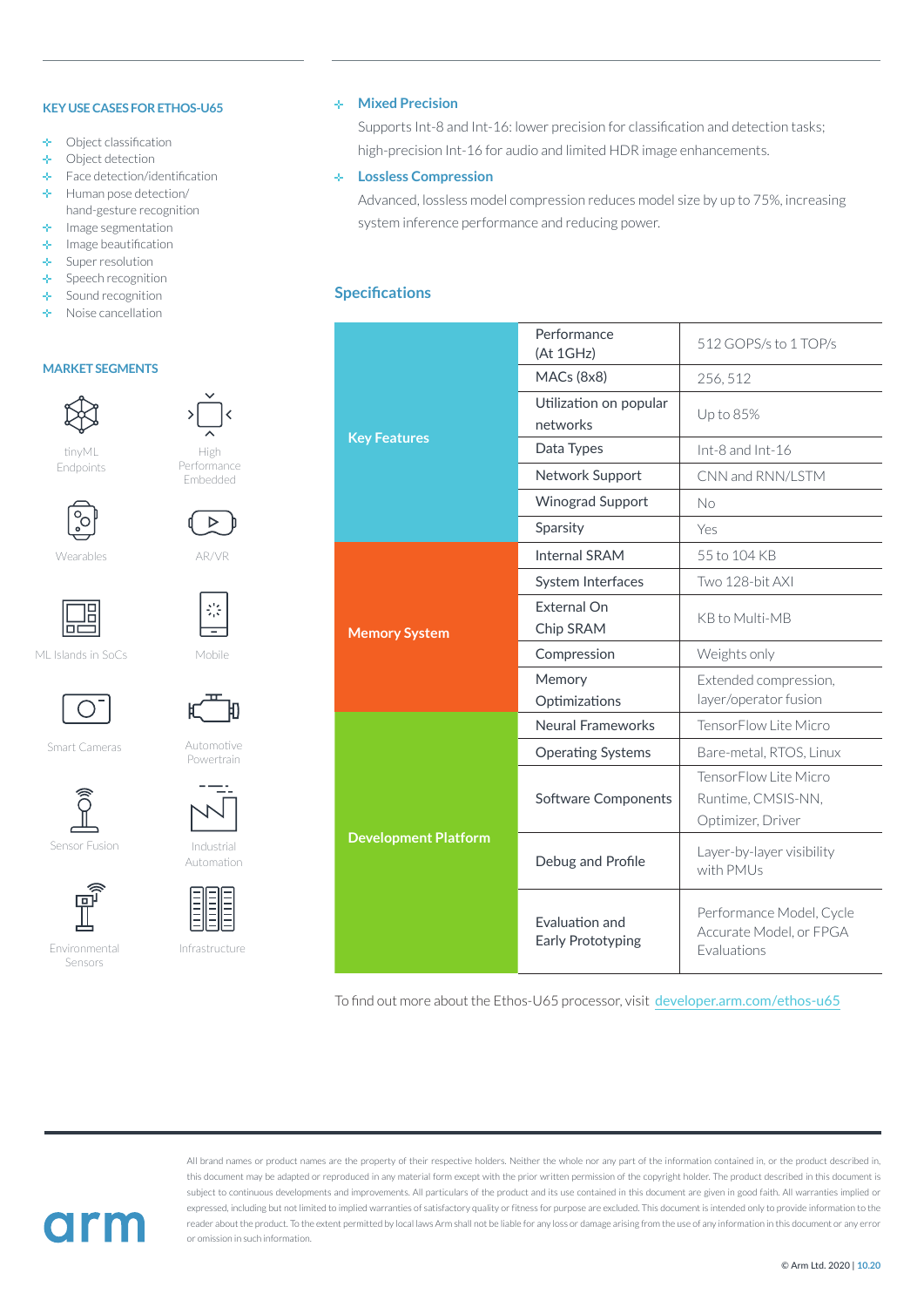## KEY USE CASES FOR ETHOS-U65

- Object classification
- Object detection
- Face detection/identification
- Human pose detection/ hand-gesture recognition
- Image segmentation
- Image beautification
- Super resolution
- Speech recognition
- Sound recognition
- Noise cancellation

## MARKET SEGMENTS

tinyML Endpoints

High Performance Embedded

Wearables

AR/VR

ML Islands in SoCs

Mobile

Smart Cameras

Automotive Powertrain

Sensor Fusion

Industrial Automation

Environmental Sensors

Infrastructure

- **Mixed Precision**

  Supports Int-8 and Int-16: lower precision for classification and detection tasks; high-precision Int-16 for audio and limited HDR image enhancements.

- **Lossless Compression**

  Advanced, lossless model compression reduces model size by up to 75%, increasing system inference performance and reducing power.

## Specifications

| | | |
|---|---|---|
| **Key Features** | Performance (At 1GHz) | 512 GOPS/s to 1 TOP/s |
| | MACs (8x8) | 256, 512 |
| | Utilization on popular networks | Up to 85% |
| | Data Types | Int-8 and Int-16 |
| | Network Support | CNN and RNN/LSTM |
| | Winograd Support | No |
| | Sparsity | Yes |
| **Memory System** | Internal SRAM | 55 to 104 KB |
| | System Interfaces | Two 128-bit AXI |
| | External On Chip SRAM | KB to Multi-MB |
| | Compression | Weights only |
| | Memory Optimizations | Extended compression, layer/operator fusion |
| **Development Platform** | Neural Frameworks | TensorFlow Lite Micro |
| | Operating Systems | Bare-metal, RTOS, Linux |
| | Software Components | TensorFlow Lite Micro Runtime, CMSIS-NN, Optimizer, Driver |
| | Debug and Profile | Layer-by-layer visibility with PMUs |
| | Evaluation and Early Prototyping | Performance Model, Cycle Accurate Model, or FPGA Evaluations |

To find out more about the Ethos-U65 processor, visit developer.arm.com/ethos-u65

All brand names or product names are the property of their respective holders. Neither the whole nor any part of the information contained in, or the product described in, this document may be adapted or reproduced in any material form except with the prior written permission of the copyright holder. The product described in this document is subject to continuous developments and improvements. All particulars of the product and its use contained in this document are given in good faith. All warranties implied or expressed, including but not limited to implied warranties of satisfactory quality or fitness for purpose are excluded. This document is intended only to provide information to the reader about the product. To the extent permitted by local laws Arm shall not be liable for any loss or damage arising from the use of any information in this document or any error or omission in such information.

© Arm Ltd. 2020 | 10.20